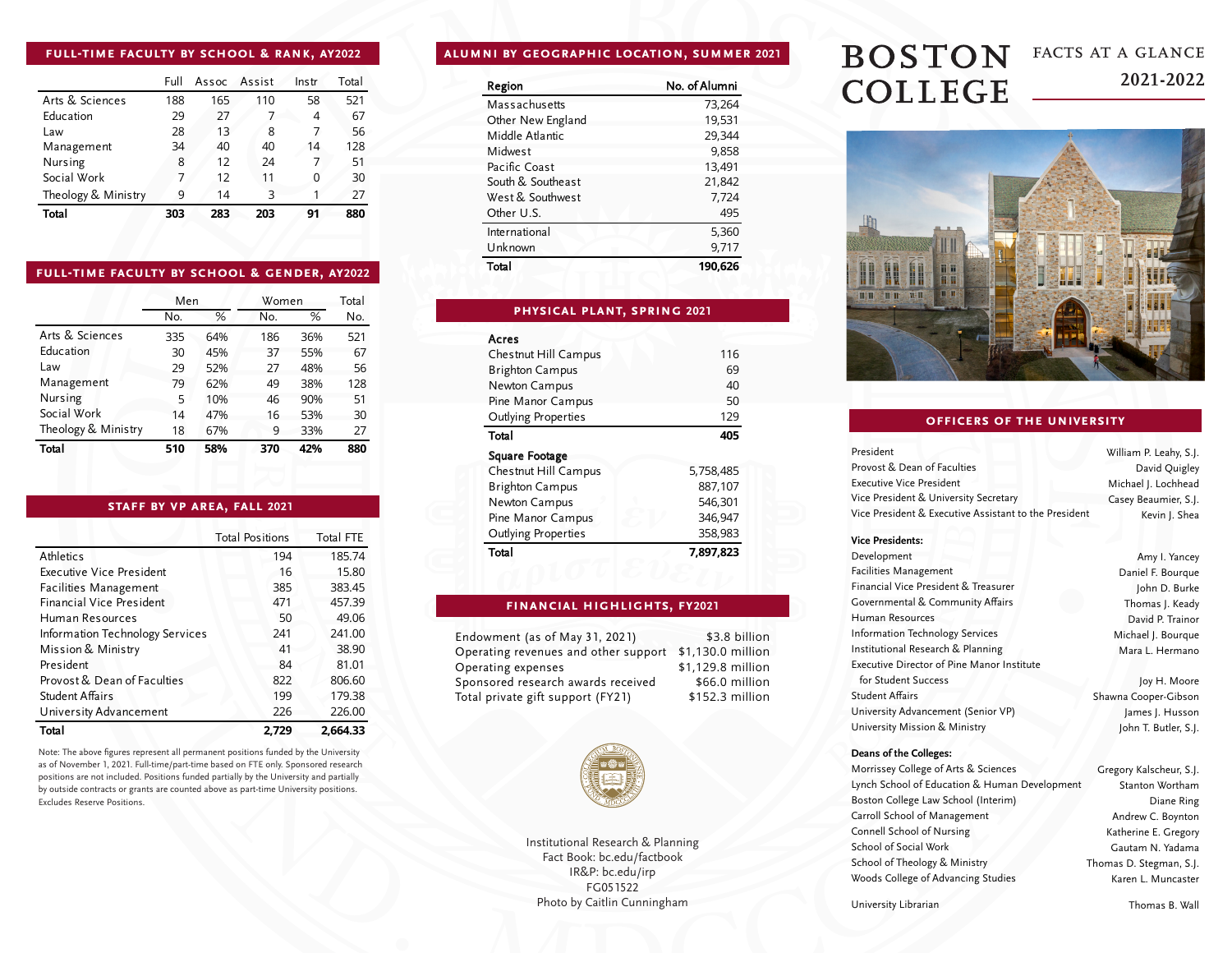# BOSTON COLLEGE

## FACTS AT A GLANCE 2021-2022

### FULL-TIME FACULTY BY SCHOOL & RANK, AY2022

| | Full | Assoc | Assist | Instr | Total |
|---|---|---|---|---|---|
| Arts & Sciences | 188 | 165 | 110 | 58 | 521 |
| Education | 29 | 27 | 7 | 4 | 67 |
| Law | 28 | 13 | 8 | 7 | 56 |
| Management | 34 | 40 | 40 | 14 | 128 |
| Nursing | 8 | 12 | 24 | 7 | 51 |
| Social Work | 7 | 12 | 11 | 0 | 30 |
| Theology & Ministry | 9 | 14 | 3 | 1 | 27 |
| **Total** | **303** | **283** | **203** | **91** | **880** |

### FULL-TIME FACULTY BY SCHOOL & GENDER, AY2022

| | Men | | Women | | Total |
|---|---|---|---|---|---|
| | No. | % | No. | % | No. |
| Arts & Sciences | 335 | 64% | 186 | 36% | 521 |
| Education | 30 | 45% | 37 | 55% | 67 |
| Law | 29 | 52% | 27 | 48% | 56 |
| Management | 79 | 62% | 49 | 38% | 128 |
| Nursing | 5 | 10% | 46 | 90% | 51 |
| Social Work | 14 | 47% | 16 | 53% | 30 |
| Theology & Ministry | 18 | 67% | 9 | 33% | 27 |
| **Total** | **510** | **58%** | **370** | **42%** | **880** |

### STAFF BY VP AREA, FALL 2021

| | Total Positions | Total FTE |
|---|---|---|
| Athletics | 194 | 185.74 |
| Executive Vice President | 16 | 15.80 |
| Facilities Management | 385 | 383.45 |
| Financial Vice President | 471 | 457.39 |
| Human Resources | 50 | 49.06 |
| Information Technology Services | 241 | 241.00 |
| Mission & Ministry | 41 | 38.90 |
| President | 84 | 81.01 |
| Provost & Dean of Faculties | 822 | 806.60 |
| Student Affairs | 199 | 179.38 |
| University Advancement | 226 | 226.00 |
| **Total** | **2,729** | **2,664.33** |

Note: The above figures represent all permanent positions funded by the University as of November 1, 2021. Full-time/part-time based on FTE only. Sponsored research positions are not included. Positions funded partially by the University and partially by outside contracts or grants are counted above as part-time University positions. Excludes Reserve Positions.

### ALUMNI BY GEOGRAPHIC LOCATION, SUMMER 2021

| Region | No. of Alumni |
|---|---|
| Massachusetts | 73,264 |
| Other New England | 19,531 |
| Middle Atlantic | 29,344 |
| Midwest | 9,858 |
| Pacific Coast | 13,491 |
| South & Southeast | 21,842 |
| West & Southwest | 7,724 |
| Other U.S. | 495 |
| International | 5,360 |
| Unknown | 9,717 |
| **Total** | **190,626** |

### PHYSICAL PLANT, SPRING 2021

| **Acres** | |
|---|---|
| Chestnut Hill Campus | 116 |
| Brighton Campus | 69 |
| Newton Campus | 40 |
| Pine Manor Campus | 50 |
| Outlying Properties | 129 |
| **Total** | **405** |

| **Square Footage** | |
|---|---|
| Chestnut Hill Campus | 5,758,485 |
| Brighton Campus | 887,107 |
| Newton Campus | 546,301 |
| Pine Manor Campus | 346,947 |
| Outlying Properties | 358,983 |
| **Total** | **7,897,823** |

### FINANCIAL HIGHLIGHTS, FY2021

| | |
|---|---|
| Endowment (as of May 31, 2021) | $3.8 billion |
| Operating revenues and other support | $1,130.0 million |
| Operating expenses | $1,129.8 million |
| Sponsored research awards received | $66.0 million |
| Total private gift support (FY21) | $152.3 million |

Institutional Research & Planning
Fact Book: bc.edu/factbook
IR&P: bc.edu/irp
FG051522
Photo by Caitlin Cunningham

### OFFICERS OF THE UNIVERSITY

| | |
|---|---|
| President | William P. Leahy, S.J. |
| Provost & Dean of Faculties | David Quigley |
| Executive Vice President | Michael J. Lochhead |
| Vice President & University Secretary | Casey Beaumier, S.J. |
| Vice President & Executive Assistant to the President | Kevin J. Shea |

**Vice Presidents:**

| | |
|---|---|
| Development | Amy I. Yancey |
| Facilities Management | Daniel F. Bourque |
| Financial Vice President & Treasurer | John D. Burke |
| Governmental & Community Affairs | Thomas J. Keady |
| Human Resources | David P. Trainor |
| Information Technology Services | Michael J. Bourque |
| Institutional Research & Planning | Mara L. Hermano |
| Executive Director of Pine Manor Institute for Student Success | Joy H. Moore |
| Student Affairs | Shawna Cooper-Gibson |
| University Advancement (Senior VP) | James J. Husson |
| University Mission & Ministry | John T. Butler, S.J. |

**Deans of the Colleges:**

| | |
|---|---|
| Morrissey College of Arts & Sciences | Gregory Kalscheur, S.J. |
| Lynch School of Education & Human Development | Stanton Wortham |
| Boston College Law School (Interim) | Diane Ring |
| Carroll School of Management | Andrew C. Boynton |
| Connell School of Nursing | Katherine E. Gregory |
| School of Social Work | Gautam N. Yadama |
| School of Theology & Ministry | Thomas D. Stegman, S.J. |
| Woods College of Advancing Studies | Karen L. Muncaster |

| | |
|---|---|
| University Librarian | Thomas B. Wall |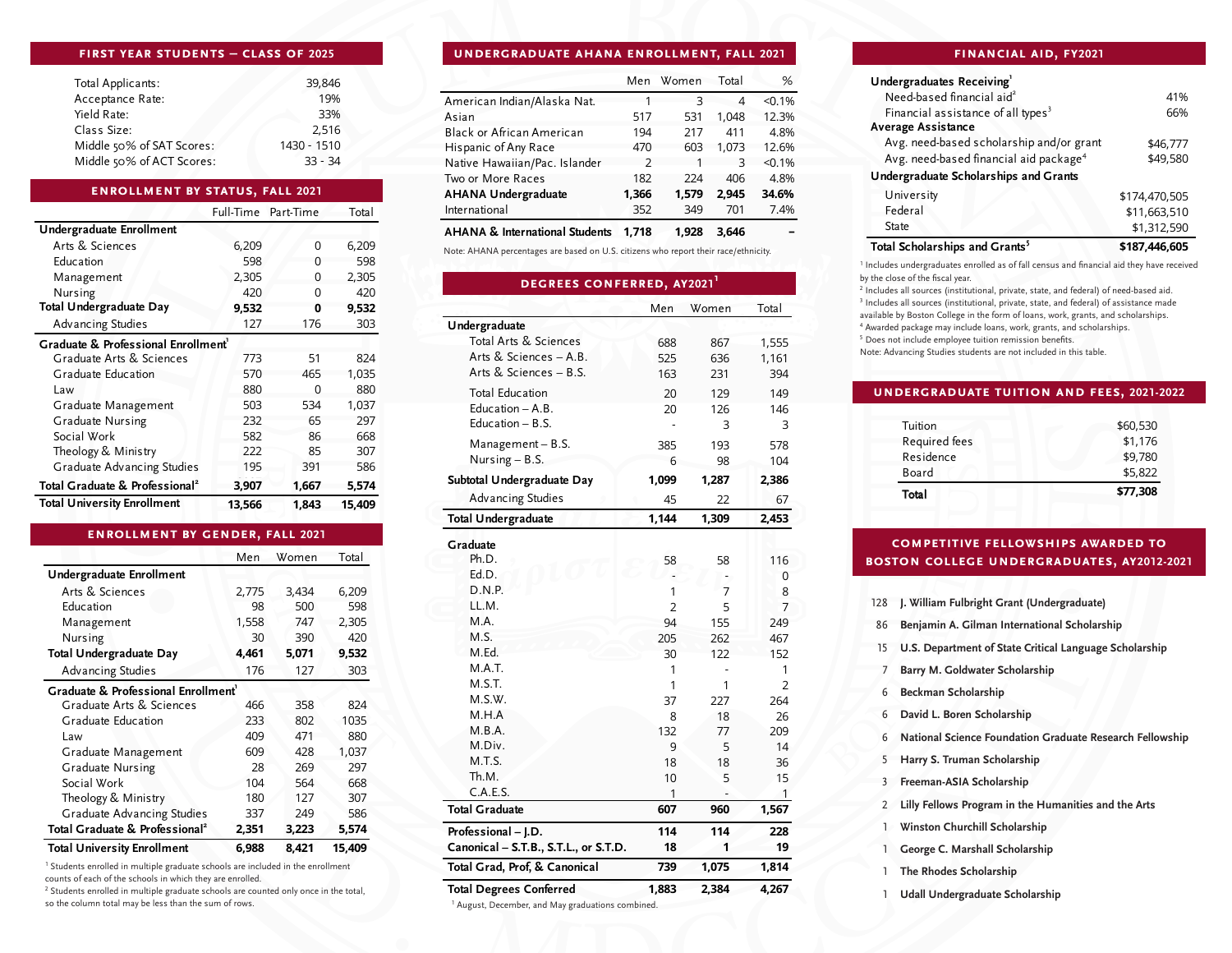## FIRST YEAR STUDENTS — CLASS OF 2025

| | |
|---|---|
| Total Applicants: | 39,846 |
| Acceptance Rate: | 19% |
| Yield Rate: | 33% |
| Class Size: | 2,516 |
| Middle 50% of SAT Scores: | 1430 - 1510 |
| Middle 50% of ACT Scores: | 33 - 34 |

## ENROLLMENT BY STATUS, FALL 2021

| | Full-Time | Part-Time | Total |
|---|---|---|---|
| **Undergraduate Enrollment** | | | |
| Arts & Sciences | 6,209 | 0 | 6,209 |
| Education | 598 | 0 | 598 |
| Management | 2,305 | 0 | 2,305 |
| Nursing | 420 | 0 | 420 |
| **Total Undergraduate Day** | **9,532** | **0** | **9,532** |
| Advancing Studies | 127 | 176 | 303 |
| **Graduate & Professional Enrollment**[1] | | | |
| Graduate Arts & Sciences | 773 | 51 | 824 |
| Graduate Education | 570 | 465 | 1,035 |
| Law | 880 | 0 | 880 |
| Graduate Management | 503 | 534 | 1,037 |
| Graduate Nursing | 232 | 65 | 297 |
| Social Work | 582 | 86 | 668 |
| Theology & Ministry | 222 | 85 | 307 |
| Graduate Advancing Studies | 195 | 391 | 586 |
| **Total Graduate & Professional**[2] | **3,907** | **1,667** | **5,574** |
| **Total University Enrollment** | **13,566** | **1,843** | **15,409** |

## ENROLLMENT BY GENDER, FALL 2021

| | Men | Women | Total |
|---|---|---|---|
| **Undergraduate Enrollment** | | | |
| Arts & Sciences | 2,775 | 3,434 | 6,209 |
| Education | 98 | 500 | 598 |
| Management | 1,558 | 747 | 2,305 |
| Nursing | 30 | 390 | 420 |
| **Total Undergraduate Day** | **4,461** | **5,071** | **9,532** |
| Advancing Studies | 176 | 127 | 303 |
| **Graduate & Professional Enrollment**[1] | | | |
| Graduate Arts & Sciences | 466 | 358 | 824 |
| Graduate Education | 233 | 802 | 1035 |
| Law | 409 | 471 | 880 |
| Graduate Management | 609 | 428 | 1,037 |
| Graduate Nursing | 28 | 269 | 297 |
| Social Work | 104 | 564 | 668 |
| Theology & Ministry | 180 | 127 | 307 |
| Graduate Advancing Studies | 337 | 249 | 586 |
| **Total Graduate & Professional**[2] | **2,351** | **3,223** | **5,574** |
| **Total University Enrollment** | **6,988** | **8,421** | **15,409** |

[1] Students enrolled in multiple graduate schools are included in the enrollment counts of each of the schools in which they are enrolled.
[2] Students enrolled in multiple graduate schools are counted only once in the total, so the column total may be less than the sum of rows.

## UNDERGRADUATE AHANA ENROLLMENT, FALL 2021

| | Men | Women | Total | % |
|---|---|---|---|---|
| American Indian/Alaska Nat. | 1 | 3 | 4 | <0.1% |
| Asian | 517 | 531 | 1,048 | 12.3% |
| Black or African American | 194 | 217 | 411 | 4.8% |
| Hispanic of Any Race | 470 | 603 | 1,073 | 12.6% |
| Native Hawaiian/Pac. Islander | 2 | 1 | 3 | <0.1% |
| Two or More Races | 182 | 224 | 406 | 4.8% |
| **AHANA Undergraduate** | **1,366** | **1,579** | **2,945** | **34.6%** |
| International | 352 | 349 | 701 | 7.4% |
| **AHANA & International Students** | **1,718** | **1,928** | **3,646** | **–** |

Note: AHANA percentages are based on U.S. citizens who report their race/ethnicity.

## DEGREES CONFERRED, AY2021[1]

| | Men | Women | Total |
|---|---|---|---|
| **Undergraduate** | | | |
| Total Arts & Sciences | 688 | 867 | 1,555 |
| Arts & Sciences – A.B. | 525 | 636 | 1,161 |
| Arts & Sciences – B.S. | 163 | 231 | 394 |
| Total Education | 20 | 129 | 149 |
| Education – A.B. | 20 | 126 | 146 |
| Education – B.S. | - | 3 | 3 |
| Management – B.S. | 385 | 193 | 578 |
| Nursing – B.S. | 6 | 98 | 104 |
| **Subtotal Undergraduate Day** | **1,099** | **1,287** | **2,386** |
| Advancing Studies | 45 | 22 | 67 |
| **Total Undergraduate** | **1,144** | **1,309** | **2,453** |
| **Graduate** | | | |
| Ph.D. | 58 | 58 | 116 |
| Ed.D. | - | - | 0 |
| D.N.P. | 1 | 7 | 8 |
| LL.M. | 2 | 5 | 7 |
| M.A. | 94 | 155 | 249 |
| M.S. | 205 | 262 | 467 |
| M.Ed. | 30 | 122 | 152 |
| M.A.T. | 1 | - | 1 |
| M.S.T. | 1 | 1 | 2 |
| M.S.W. | 37 | 227 | 264 |
| M.H.A | 8 | 18 | 26 |
| M.B.A. | 132 | 77 | 209 |
| M.Div. | 9 | 5 | 14 |
| M.T.S. | 18 | 18 | 36 |
| Th.M. | 10 | 5 | 15 |
| C.A.E.S. | 1 | - | 1 |
| **Total Graduate** | **607** | **960** | **1,567** |
| **Professional – J.D.** | **114** | **114** | **228** |
| **Canonical – S.T.B., S.T.L., or S.T.D.** | **18** | **1** | **19** |
| **Total Grad, Prof, & Canonical** | **739** | **1,075** | **1,814** |
| **Total Degrees Conferred** | **1,883** | **2,384** | **4,267** |

[1] August, December, and May graduations combined.

## FINANCIAL AID, FY2021

| | |
|---|---|
| **Undergraduates Receiving**[1] | |
| Need-based financial aid[2] | 41% |
| Financial assistance of all types[3] | 66% |
| **Average Assistance** | |
| Avg. need-based scholarship and/or grant | $46,777 |
| Avg. need-based financial aid package[4] | $49,580 |
| **Undergraduate Scholarships and Grants** | |
| University | $174,470,505 |
| Federal | $11,663,510 |
| State | $1,312,590 |
| **Total Scholarships and Grants**[5] | **$187,446,605** |

[1] Includes undergraduates enrolled as of fall census and financial aid they have received by the close of the fiscal year.
[2] Includes all sources (institutional, private, state, and federal) of need-based aid.
[3] Includes all sources (institutional, private, state, and federal) of assistance made available by Boston College in the form of loans, work, grants, and scholarships.
[4] Awarded package may include loans, work, grants, and scholarships.
[5] Does not include employee tuition remission benefits.
Note: Advancing Studies students are not included in this table.

## UNDERGRADUATE TUITION AND FEES, 2021-2022

| | |
|---|---|
| Tuition | $60,530 |
| Required fees | $1,176 |
| Residence | $9,780 |
| Board | $5,822 |
| **Total** | **$77,308** |

## COMPETITIVE FELLOWSHIPS AWARDED TO BOSTON COLLEGE UNDERGRADUATES, AY2012-2021

| | |
|---|---|
| 128 | **J. William Fulbright Grant (Undergraduate)** |
| 86 | **Benjamin A. Gilman International Scholarship** |
| 15 | **U.S. Department of State Critical Language Scholarship** |
| 7 | **Barry M. Goldwater Scholarship** |
| 6 | **Beckman Scholarship** |
| 6 | **David L. Boren Scholarship** |
| 6 | **National Science Foundation Graduate Research Fellowship** |
| 5 | **Harry S. Truman Scholarship** |
| 3 | **Freeman-ASIA Scholarship** |
| 2 | **Lilly Fellows Program in the Humanities and the Arts** |
| 1 | **Winston Churchill Scholarship** |
| 1 | **George C. Marshall Scholarship** |
| 1 | **The Rhodes Scholarship** |
| 1 | **Udall Undergraduate Scholarship** |